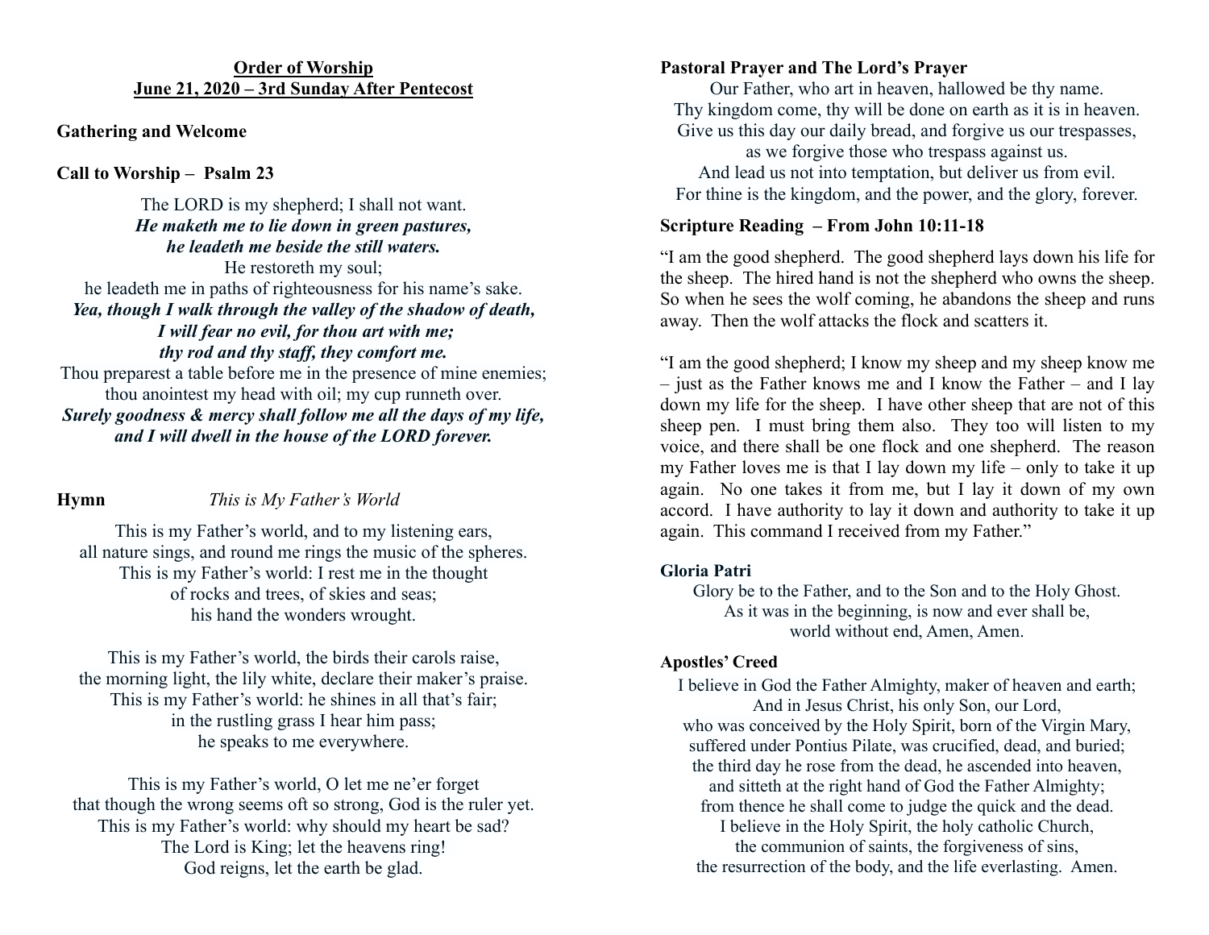## Order of Worship
## June 21, 2020 – 3rd Sunday After Pentecost

**Gathering and Welcome**

**Call to Worship – Psalm 23**

The LORD is my shepherd; I shall not want.
***He maketh me to lie down in green pastures,***
***he leadeth me beside the still waters.***
He restoreth my soul;
he leadeth me in paths of righteousness for his name's sake.
***Yea, though I walk through the valley of the shadow of death,***
***I will fear no evil, for thou art with me;***
***thy rod and thy staff, they comfort me.***
Thou preparest a table before me in the presence of mine enemies;
thou anointest my head with oil; my cup runneth over.
***Surely goodness & mercy shall follow me all the days of my life,***
***and I will dwell in the house of the LORD forever.***

**Hymn** *This is My Father's World*

This is my Father's world, and to my listening ears,
all nature sings, and round me rings the music of the spheres.
This is my Father's world: I rest me in the thought
of rocks and trees, of skies and seas;
his hand the wonders wrought.

This is my Father's world, the birds their carols raise,
the morning light, the lily white, declare their maker's praise.
This is my Father's world: he shines in all that's fair;
in the rustling grass I hear him pass;
he speaks to me everywhere.

This is my Father's world, O let me ne'er forget
that though the wrong seems oft so strong, God is the ruler yet.
This is my Father's world: why should my heart be sad?
The Lord is King; let the heavens ring!
God reigns, let the earth be glad.

**Pastoral Prayer and The Lord's Prayer**

Our Father, who art in heaven, hallowed be thy name.
Thy kingdom come, thy will be done on earth as it is in heaven.
Give us this day our daily bread, and forgive us our trespasses,
as we forgive those who trespass against us.
And lead us not into temptation, but deliver us from evil.
For thine is the kingdom, and the power, and the glory, forever.

**Scripture Reading – From John 10:11-18**

"I am the good shepherd. The good shepherd lays down his life for the sheep. The hired hand is not the shepherd who owns the sheep. So when he sees the wolf coming, he abandons the sheep and runs away. Then the wolf attacks the flock and scatters it.

"I am the good shepherd; I know my sheep and my sheep know me – just as the Father knows me and I know the Father – and I lay down my life for the sheep. I have other sheep that are not of this sheep pen. I must bring them also. They too will listen to my voice, and there shall be one flock and one shepherd. The reason my Father loves me is that I lay down my life – only to take it up again. No one takes it from me, but I lay it down of my own accord. I have authority to lay it down and authority to take it up again. This command I received from my Father."

**Gloria Patri**

Glory be to the Father, and to the Son and to the Holy Ghost.
As it was in the beginning, is now and ever shall be,
world without end, Amen, Amen.

**Apostles' Creed**

I believe in God the Father Almighty, maker of heaven and earth;
And in Jesus Christ, his only Son, our Lord,
who was conceived by the Holy Spirit, born of the Virgin Mary,
suffered under Pontius Pilate, was crucified, dead, and buried;
the third day he rose from the dead, he ascended into heaven,
and sitteth at the right hand of God the Father Almighty;
from thence he shall come to judge the quick and the dead.
I believe in the Holy Spirit, the holy catholic Church,
the communion of saints, the forgiveness of sins,
the resurrection of the body, and the life everlasting. Amen.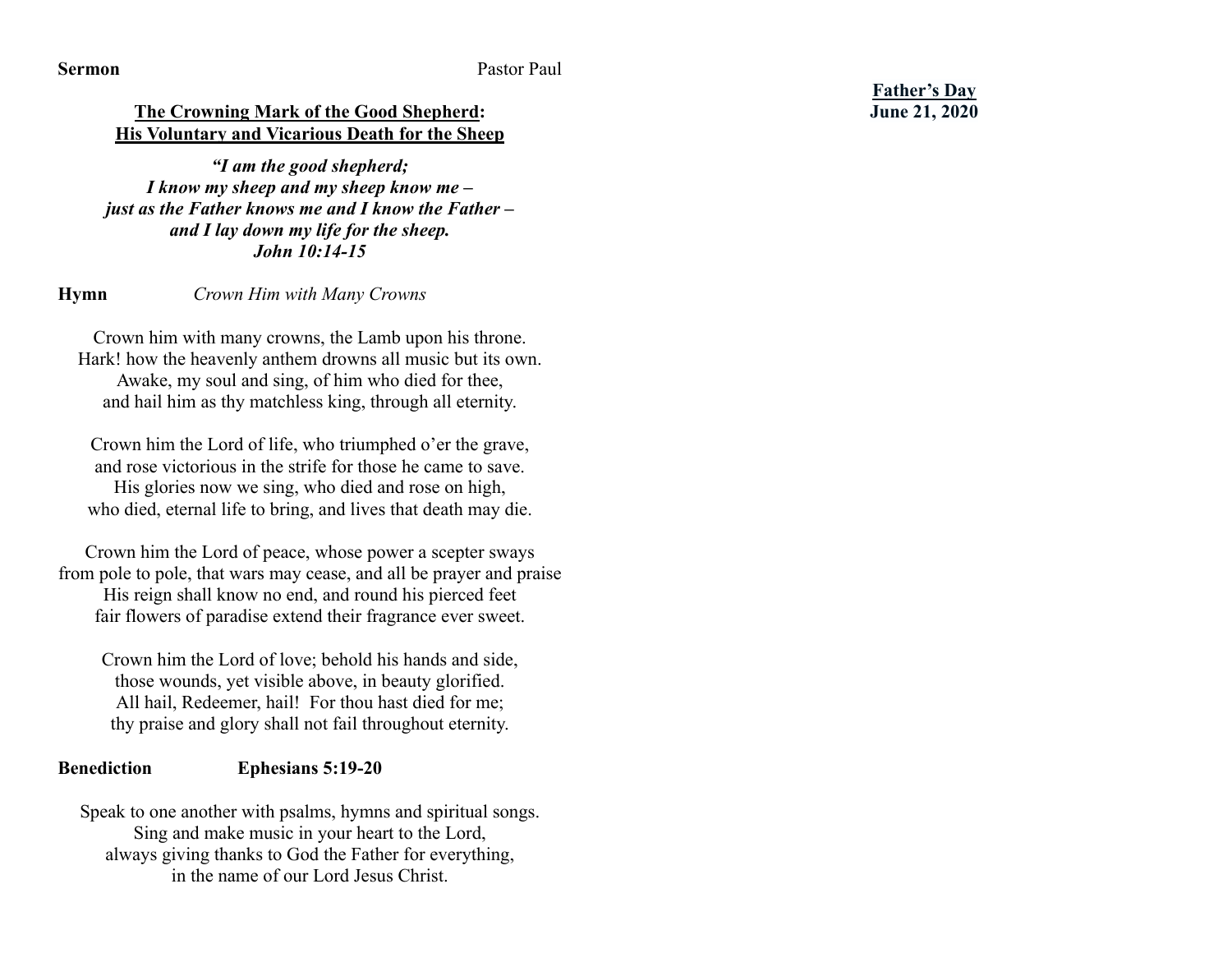**Sermon** Pastor Paul

**<u>The Crowning Mark of the Good Shepherd</u>:**
**<u>His Voluntary and Vicarious Death for the Sheep</u>**

***"I am the good shepherd;***
***I know my sheep and my sheep know me –***
***just as the Father knows me and I know the Father –***
***and I lay down my life for the sheep.***
***John 10:14-15***

**Hymn** *Crown Him with Many Crowns*

Crown him with many crowns, the Lamb upon his throne.
Hark! how the heavenly anthem drowns all music but its own.
Awake, my soul and sing, of him who died for thee,
and hail him as thy matchless king, through all eternity.

Crown him the Lord of life, who triumphed o'er the grave,
and rose victorious in the strife for those he came to save.
His glories now we sing, who died and rose on high,
who died, eternal life to bring, and lives that death may die.

Crown him the Lord of peace, whose power a scepter sways
from pole to pole, that wars may cease, and all be prayer and praise
His reign shall know no end, and round his pierced feet
fair flowers of paradise extend their fragrance ever sweet.

Crown him the Lord of love; behold his hands and side,
those wounds, yet visible above, in beauty glorified.
All hail, Redeemer, hail! For thou hast died for me;
thy praise and glory shall not fail throughout eternity.

**Benediction** **Ephesians 5:19-20**

Speak to one another with psalms, hymns and spiritual songs.
Sing and make music in your heart to the Lord,
always giving thanks to God the Father for everything,
in the name of our Lord Jesus Christ.

**<u>Father's Day</u>**
**June 21, 2020**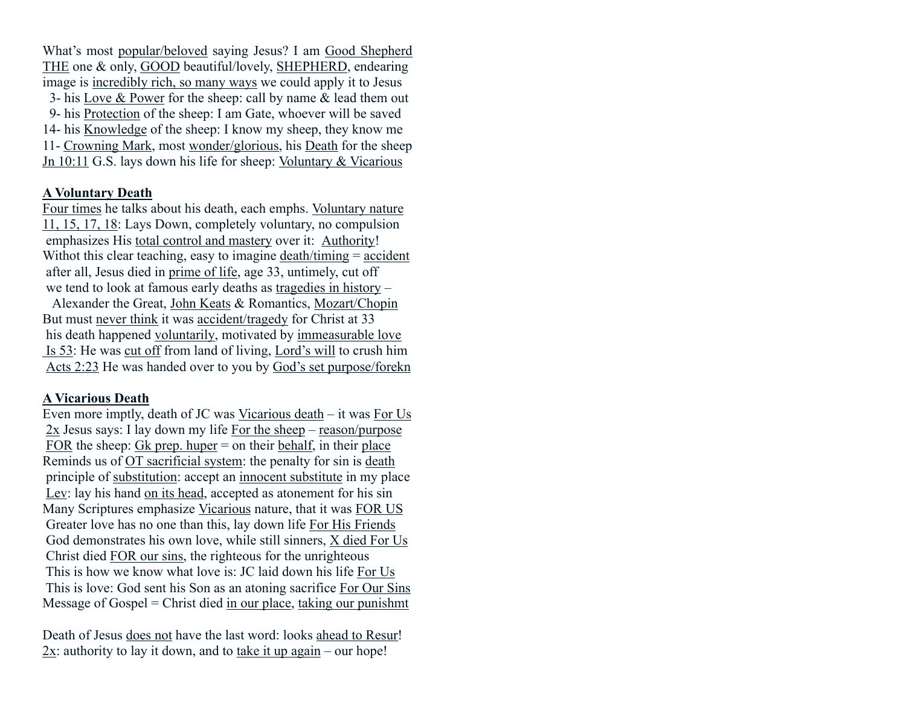What's most popular/beloved saying Jesus? I am Good Shepherd
THE one & only, GOOD beautiful/lovely, SHEPHERD, endearing
image is incredibly rich, so many ways we could apply it to Jesus
 3- his Love & Power for the sheep: call by name & lead them out
 9- his Protection of the sheep: I am Gate, whoever will be saved
14- his Knowledge of the sheep: I know my sheep, they know me
11- Crowning Mark, most wonder/glorious, his Death for the sheep
Jn 10:11 G.S. lays down his life for sheep: Voluntary & Vicarious

**A Voluntary Death**

Four times he talks about his death, each emphs. Voluntary nature
11, 15, 17, 18: Lays Down, completely voluntary, no compulsion
 emphasizes His total control and mastery over it: Authority!
Withot this clear teaching, easy to imagine death/timing = accident
 after all, Jesus died in prime of life, age 33, untimely, cut off
 we tend to look at famous early deaths as tragedies in history –
 Alexander the Great, John Keats & Romantics, Mozart/Chopin
But must never think it was accident/tragedy for Christ at 33
 his death happened voluntarily, motivated by immeasurable love
 Is 53: He was cut off from land of living, Lord's will to crush him
 Acts 2:23 He was handed over to you by God's set purpose/forekn

**A Vicarious Death**

Even more imptly, death of JC was Vicarious death – it was For Us
 2x Jesus says: I lay down my life For the sheep – reason/purpose
 FOR the sheep: Gk prep. huper = on their behalf, in their place
Reminds us of OT sacrificial system: the penalty for sin is death
 principle of substitution: accept an innocent substitute in my place
 Lev: lay his hand on its head, accepted as atonement for his sin
Many Scriptures emphasize Vicarious nature, that it was FOR US
 Greater love has no one than this, lay down life For His Friends
 God demonstrates his own love, while still sinners, X died For Us
 Christ died FOR our sins, the righteous for the unrighteous
 This is how we know what love is: JC laid down his life For Us
 This is love: God sent his Son as an atoning sacrifice For Our Sins
Message of Gospel = Christ died in our place, taking our punishmt

Death of Jesus does not have the last word: looks ahead to Resur!
2x: authority to lay it down, and to take it up again – our hope!